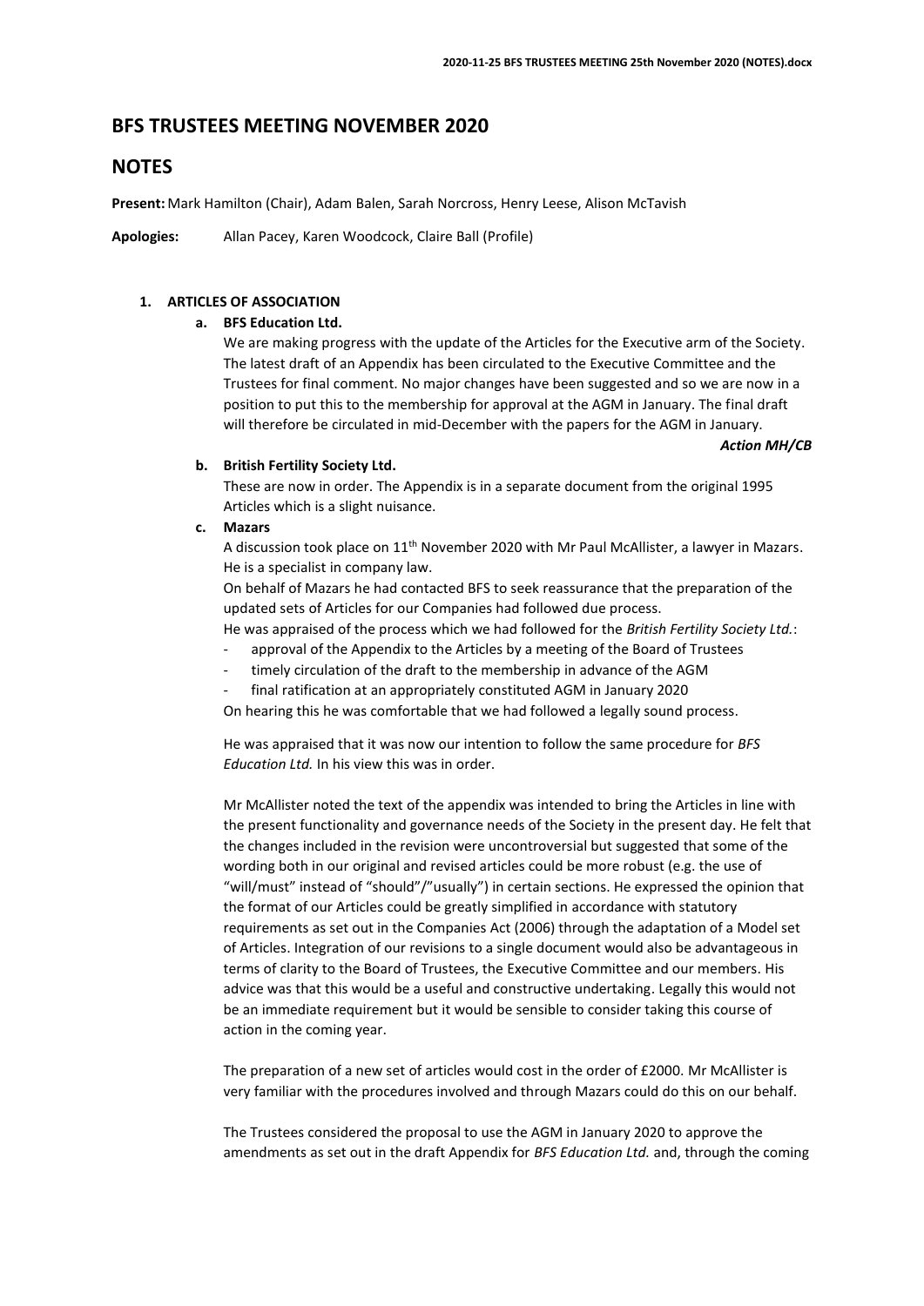# BFS TRUSTEES MEETING NOVEMBER 2020

# NOTES

**Present:** Mark Hamilton (Chair), Adam Balen, Sarah Norcross, Henry Leese, Alison McTavish

**Apologies:** Allan Pacey, Karen Woodcock, Claire Ball (Profile)

1. **ARTICLES OF ASSOCIATION**

   a. **BFS Education Ltd.**

   We are making progress with the update of the Articles for the Executive arm of the Society. The latest draft of an Appendix has been circulated to the Executive Committee and the Trustees for final comment. No major changes have been suggested and so we are now in a position to put this to the membership for approval at the AGM in January. The final draft will therefore be circulated in mid-December with the papers for the AGM in January.

   ***Action MH/CB***

   b. **British Fertility Society Ltd.**

   These are now in order. The Appendix is in a separate document from the original 1995 Articles which is a slight nuisance.

   c. **Mazars**

   A discussion took place on 11th November 2020 with Mr Paul McAllister, a lawyer in Mazars. He is a specialist in company law.

   On behalf of Mazars he had contacted BFS to seek reassurance that the preparation of the updated sets of Articles for our Companies had followed due process.

   He was appraised of the process which we had followed for the *British Fertility Society Ltd.*:

   - approval of the Appendix to the Articles by a meeting of the Board of Trustees
   - timely circulation of the draft to the membership in advance of the AGM
   - final ratification at an appropriately constituted AGM in January 2020

   On hearing this he was comfortable that we had followed a legally sound process.

   He was appraised that it was now our intention to follow the same procedure for *BFS Education Ltd.* In his view this was in order.

   Mr McAllister noted the text of the appendix was intended to bring the Articles in line with the present functionality and governance needs of the Society in the present day. He felt that the changes included in the revision were uncontroversial but suggested that some of the wording both in our original and revised articles could be more robust (e.g. the use of "will/must" instead of "should"/"usually") in certain sections. He expressed the opinion that the format of our Articles could be greatly simplified in accordance with statutory requirements as set out in the Companies Act (2006) through the adaptation of a Model set of Articles. Integration of our revisions to a single document would also be advantageous in terms of clarity to the Board of Trustees, the Executive Committee and our members. His advice was that this would be a useful and constructive undertaking. Legally this would not be an immediate requirement but it would be sensible to consider taking this course of action in the coming year.

   The preparation of a new set of articles would cost in the order of £2000. Mr McAllister is very familiar with the procedures involved and through Mazars could do this on our behalf.

   The Trustees considered the proposal to use the AGM in January 2020 to approve the amendments as set out in the draft Appendix for *BFS Education Ltd.* and, through the coming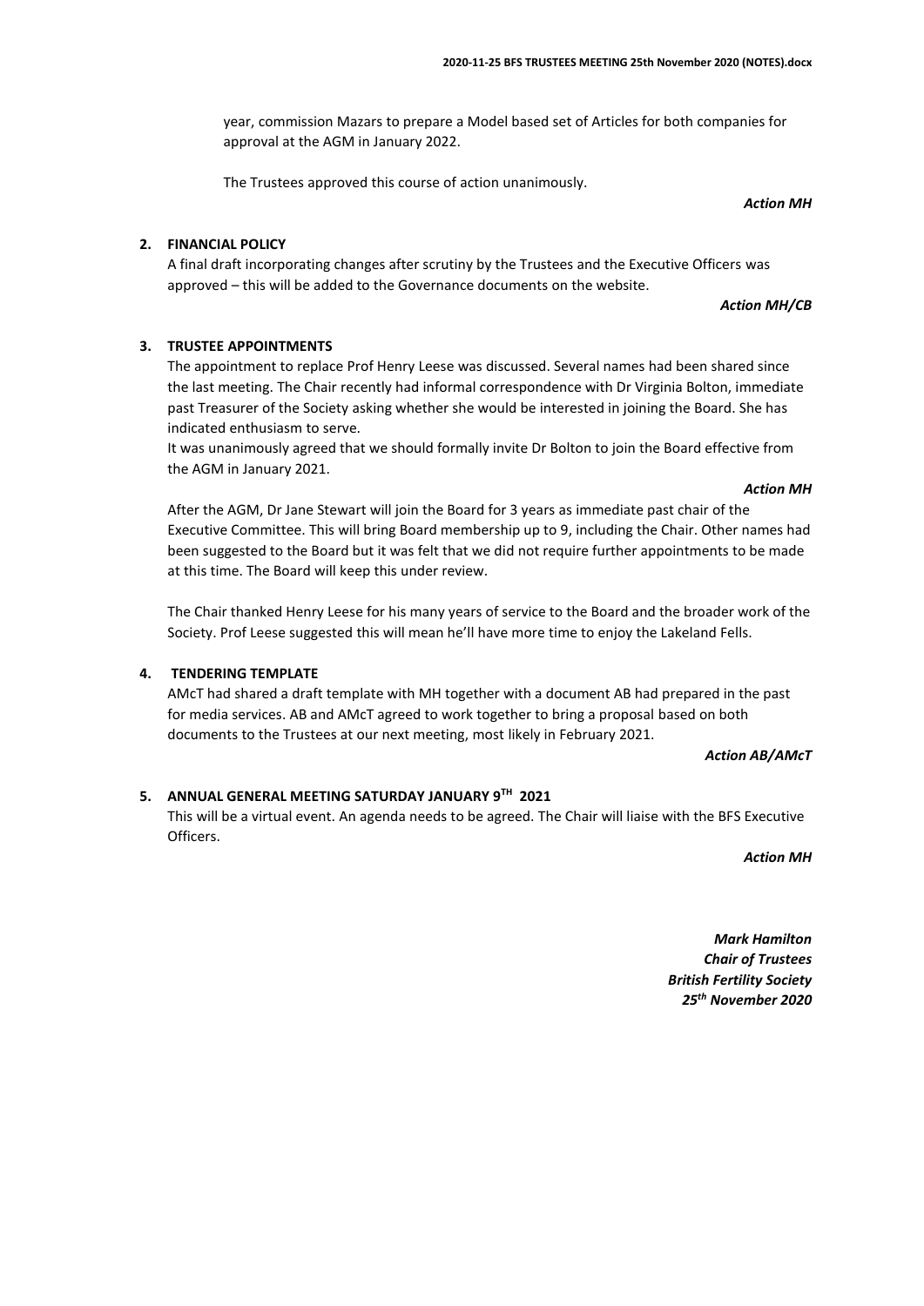year, commission Mazars to prepare a Model based set of Articles for both companies for approval at the AGM in January 2022.

The Trustees approved this course of action unanimously.

***Action MH***

**2. FINANCIAL POLICY**

A final draft incorporating changes after scrutiny by the Trustees and the Executive Officers was approved – this will be added to the Governance documents on the website.

***Action MH/CB***

**3. TRUSTEE APPOINTMENTS**

The appointment to replace Prof Henry Leese was discussed. Several names had been shared since the last meeting. The Chair recently had informal correspondence with Dr Virginia Bolton, immediate past Treasurer of the Society asking whether she would be interested in joining the Board. She has indicated enthusiasm to serve.

It was unanimously agreed that we should formally invite Dr Bolton to join the Board effective from the AGM in January 2021.

***Action MH***

After the AGM, Dr Jane Stewart will join the Board for 3 years as immediate past chair of the Executive Committee. This will bring Board membership up to 9, including the Chair. Other names had been suggested to the Board but it was felt that we did not require further appointments to be made at this time. The Board will keep this under review.

The Chair thanked Henry Leese for his many years of service to the Board and the broader work of the Society. Prof Leese suggested this will mean he'll have more time to enjoy the Lakeland Fells.

**4. TENDERING TEMPLATE**

AMcT had shared a draft template with MH together with a document AB had prepared in the past for media services. AB and AMcT agreed to work together to bring a proposal based on both documents to the Trustees at our next meeting, most likely in February 2021.

***Action AB/AMcT***

**5. ANNUAL GENERAL MEETING SATURDAY JANUARY 9TH 2021**

This will be a virtual event. An agenda needs to be agreed. The Chair will liaise with the BFS Executive Officers.

***Action MH***

***Mark Hamilton***
***Chair of Trustees***
***British Fertility Society***
***25th November 2020***